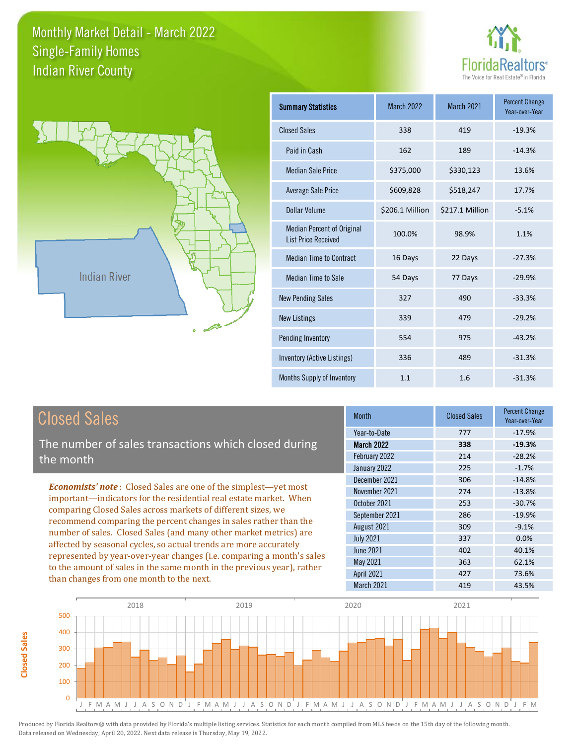# Monthly Market Detail - March 2022
## Single-Family Homes
## Indian River County

FloridaRealtors® The Voice for Real Estate® in Florida

Indian River

| Summary Statistics | March 2022 | March 2021 | Percent Change Year-over-Year |
|---|---|---|---|
| Closed Sales | 338 | 419 | -19.3% |
| Paid in Cash | 162 | 189 | -14.3% |
| Median Sale Price | $375,000 | $330,123 | 13.6% |
| Average Sale Price | $609,828 | $518,247 | 17.7% |
| Dollar Volume | $206.1 Million | $217.1 Million | -5.1% |
| Median Percent of Original List Price Received | 100.0% | 98.9% | 1.1% |
| Median Time to Contract | 16 Days | 22 Days | -27.3% |
| Median Time to Sale | 54 Days | 77 Days | -29.9% |
| New Pending Sales | 327 | 490 | -33.3% |
| New Listings | 339 | 479 | -29.2% |
| Pending Inventory | 554 | 975 | -43.2% |
| Inventory (Active Listings) | 336 | 489 | -31.3% |
| Months Supply of Inventory | 1.1 | 1.6 | -31.3% |

## Closed Sales

The number of sales transactions which closed during the month

*Economists' note*: Closed Sales are one of the simplest—yet most important—indicators for the residential real estate market. When comparing Closed Sales across markets of different sizes, we recommend comparing the percent changes in sales rather than the number of sales. Closed Sales (and many other market metrics) are affected by seasonal cycles, so actual trends are more accurately represented by year-over-year changes (i.e. comparing a month's sales to the amount of sales in the same month in the previous year), rather than changes from one month to the next.

| Month | Closed Sales | Percent Change Year-over-Year |
|---|---|---|
| Year-to-Date | 777 | -17.9% |
| **March 2022** | **338** | **-19.3%** |
| February 2022 | 214 | -28.2% |
| January 2022 | 225 | -1.7% |
| December 2021 | 306 | -14.8% |
| November 2021 | 274 | -13.8% |
| October 2021 | 253 | -30.7% |
| September 2021 | 286 | -19.9% |
| August 2021 | 309 | -9.1% |
| July 2021 | 337 | 0.0% |
| June 2021 | 402 | 40.1% |
| May 2021 | 363 | 62.1% |
| April 2021 | 427 | 73.6% |
| March 2021 | 419 | 43.5% |

Produced by Florida Realtors® with data provided by Florida's multiple listing services. Statistics for each month compiled from MLS feeds on the 15th day of the following month. Data released on Wednesday, April 20, 2022. Next data release is Thursday, May 19, 2022.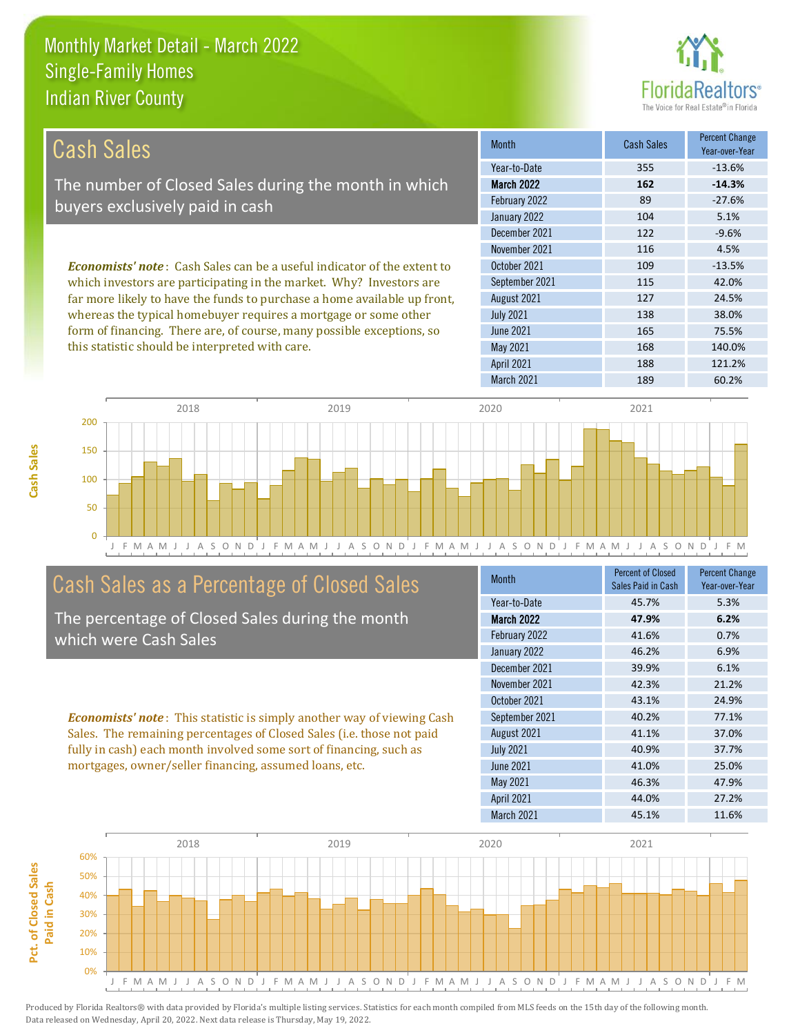# Monthly Market Detail - March 2022
## Single-Family Homes
## Indian River County

## Cash Sales

The number of Closed Sales during the month in which buyers exclusively paid in cash

***Economists' note***: Cash Sales can be a useful indicator of the extent to which investors are participating in the market. Why? Investors are far more likely to have the funds to purchase a home available up front, whereas the typical homebuyer requires a mortgage or some other form of financing. There are, of course, many possible exceptions, so this statistic should be interpreted with care.

| Month | Cash Sales | Percent Change Year-over-Year |
|---|---|---|
| Year-to-Date | 355 | -13.6% |
| **March 2022** | **162** | **-14.3%** |
| February 2022 | 89 | -27.6% |
| January 2022 | 104 | 5.1% |
| December 2021 | 122 | -9.6% |
| November 2021 | 116 | 4.5% |
| October 2021 | 109 | -13.5% |
| September 2021 | 115 | 42.0% |
| August 2021 | 127 | 24.5% |
| July 2021 | 138 | 38.0% |
| June 2021 | 165 | 75.5% |
| May 2021 | 168 | 140.0% |
| April 2021 | 188 | 121.2% |
| March 2021 | 189 | 60.2% |

## Cash Sales as a Percentage of Closed Sales

The percentage of Closed Sales during the month which were Cash Sales

***Economists' note***: This statistic is simply another way of viewing Cash Sales. The remaining percentages of Closed Sales (i.e. those not paid fully in cash) each month involved some sort of financing, such as mortgages, owner/seller financing, assumed loans, etc.

| Month | Percent of Closed Sales Paid in Cash | Percent Change Year-over-Year |
|---|---|---|
| Year-to-Date | 45.7% | 5.3% |
| **March 2022** | **47.9%** | **6.2%** |
| February 2022 | 41.6% | 0.7% |
| January 2022 | 46.2% | 6.9% |
| December 2021 | 39.9% | 6.1% |
| November 2021 | 42.3% | 21.2% |
| October 2021 | 43.1% | 24.9% |
| September 2021 | 40.2% | 77.1% |
| August 2021 | 41.1% | 37.0% |
| July 2021 | 40.9% | 37.7% |
| June 2021 | 41.0% | 25.0% |
| May 2021 | 46.3% | 47.9% |
| April 2021 | 44.0% | 27.2% |
| March 2021 | 45.1% | 11.6% |

Produced by Florida Realtors® with data provided by Florida's multiple listing services. Statistics for each month compiled from MLS feeds on the 15th day of the following month. Data released on Wednesday, April 20, 2022. Next data release is Thursday, May 19, 2022.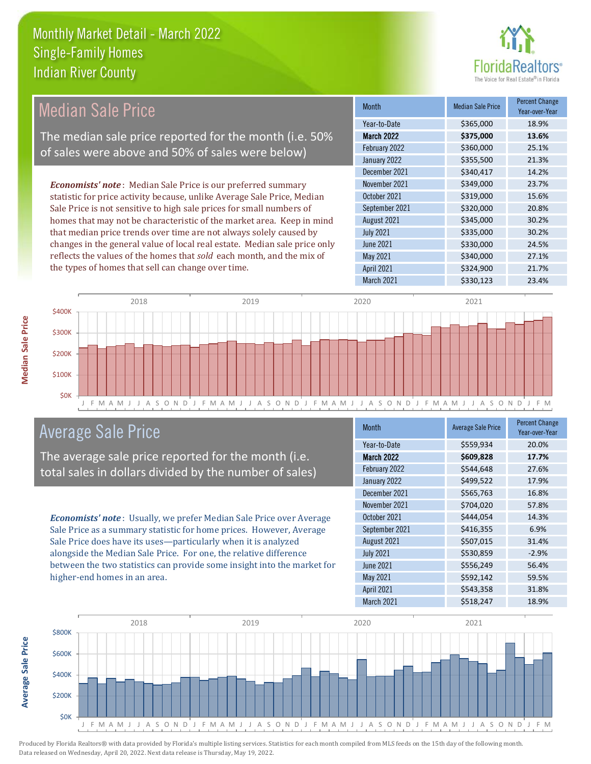# Monthly Market Detail - March 2022
## Single-Family Homes
## Indian River County

## Median Sale Price

The median sale price reported for the month (i.e. 50% of sales were above and 50% of sales were below)

***Economists' note***: Median Sale Price is our preferred summary statistic for price activity because, unlike Average Sale Price, Median Sale Price is not sensitive to high sale prices for small numbers of homes that may not be characteristic of the market area. Keep in mind that median price trends over time are not always solely caused by changes in the general value of local real estate. Median sale price only reflects the values of the homes that *sold* each month, and the mix of the types of homes that sell can change over time.

| Month | Median Sale Price | Percent Change Year-over-Year |
|---|---|---|
| Year-to-Date | $365,000 | 18.9% |
| **March 2022** | **$375,000** | **13.6%** |
| February 2022 | $360,000 | 25.1% |
| January 2022 | $355,500 | 21.3% |
| December 2021 | $340,417 | 14.2% |
| November 2021 | $349,000 | 23.7% |
| October 2021 | $319,000 | 15.6% |
| September 2021 | $320,000 | 20.8% |
| August 2021 | $345,000 | 30.2% |
| July 2021 | $335,000 | 30.2% |
| June 2021 | $330,000 | 24.5% |
| May 2021 | $340,000 | 27.1% |
| April 2021 | $324,900 | 21.7% |
| March 2021 | $330,123 | 23.4% |

## Average Sale Price

The average sale price reported for the month (i.e. total sales in dollars divided by the number of sales)

***Economists' note***: Usually, we prefer Median Sale Price over Average Sale Price as a summary statistic for home prices. However, Average Sale Price does have its uses—particularly when it is analyzed alongside the Median Sale Price. For one, the relative difference between the two statistics can provide some insight into the market for higher-end homes in an area.

| Month | Average Sale Price | Percent Change Year-over-Year |
|---|---|---|
| Year-to-Date | $559,934 | 20.0% |
| **March 2022** | **$609,828** | **17.7%** |
| February 2022 | $544,648 | 27.6% |
| January 2022 | $499,522 | 17.9% |
| December 2021 | $565,763 | 16.8% |
| November 2021 | $704,020 | 57.8% |
| October 2021 | $444,054 | 14.3% |
| September 2021 | $416,355 | 6.9% |
| August 2021 | $507,015 | 31.4% |
| July 2021 | $530,859 | -2.9% |
| June 2021 | $556,249 | 56.4% |
| May 2021 | $592,142 | 59.5% |
| April 2021 | $543,358 | 31.8% |
| March 2021 | $518,247 | 18.9% |

Produced by Florida Realtors® with data provided by Florida's multiple listing services. Statistics for each month compiled from MLS feeds on the 15th day of the following month. Data released on Wednesday, April 20, 2022. Next data release is Thursday, May 19, 2022.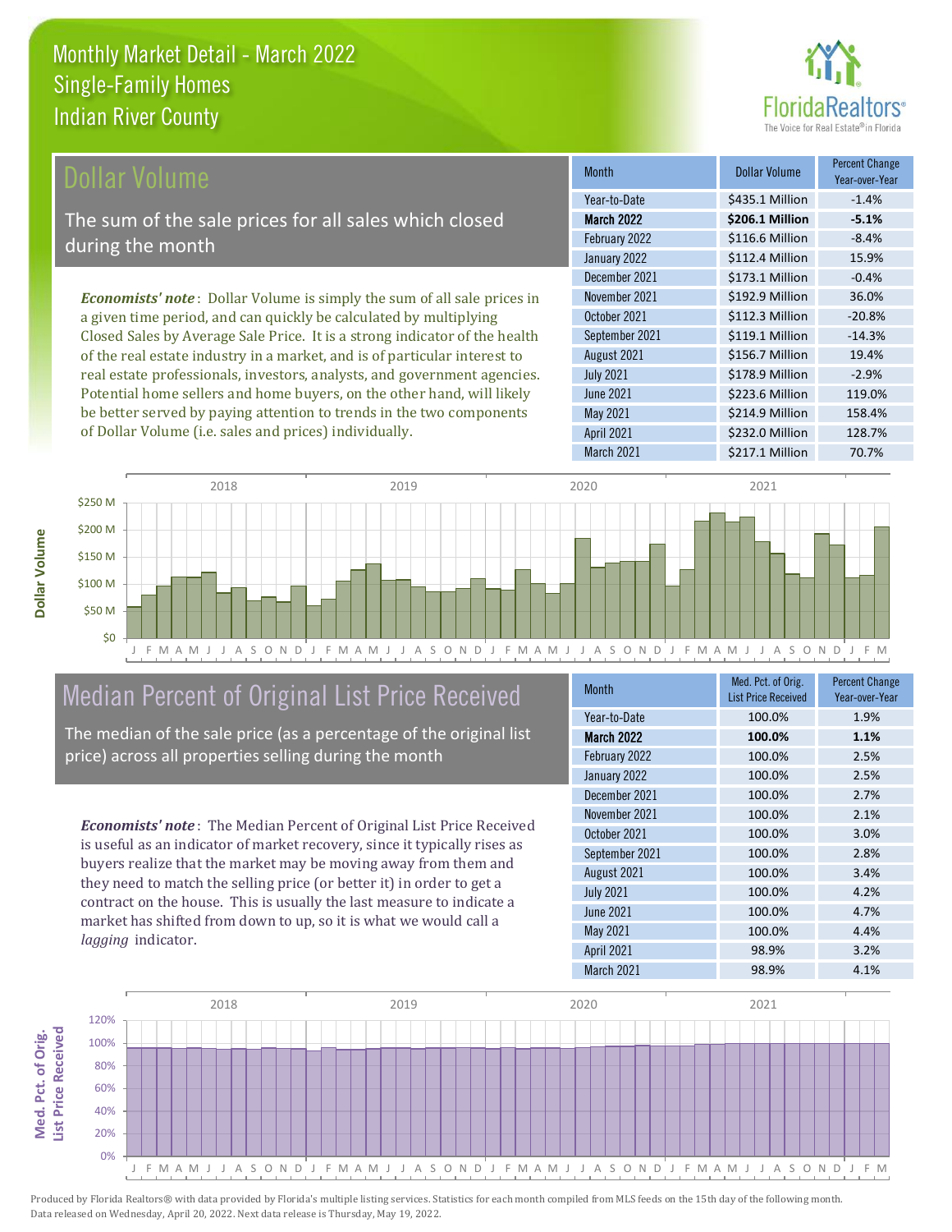# Monthly Market Detail - March 2022
## Single-Family Homes
## Indian River County

## Dollar Volume

The sum of the sale prices for all sales which closed during the month

***Economists' note***: Dollar Volume is simply the sum of all sale prices in a given time period, and can quickly be calculated by multiplying Closed Sales by Average Sale Price. It is a strong indicator of the health of the real estate industry in a market, and is of particular interest to real estate professionals, investors, analysts, and government agencies. Potential home sellers and home buyers, on the other hand, will likely be better served by paying attention to trends in the two components of Dollar Volume (i.e. sales and prices) individually.

| Month | Dollar Volume | Percent Change Year-over-Year |
|---|---|---|
| Year-to-Date | $435.1 Million | -1.4% |
| **March 2022** | **$206.1 Million** | **-5.1%** |
| February 2022 | $116.6 Million | -8.4% |
| January 2022 | $112.4 Million | 15.9% |
| December 2021 | $173.1 Million | -0.4% |
| November 2021 | $192.9 Million | 36.0% |
| October 2021 | $112.3 Million | -20.8% |
| September 2021 | $119.1 Million | -14.3% |
| August 2021 | $156.7 Million | 19.4% |
| July 2021 | $178.9 Million | -2.9% |
| June 2021 | $223.6 Million | 119.0% |
| May 2021 | $214.9 Million | 158.4% |
| April 2021 | $232.0 Million | 128.7% |
| March 2021 | $217.1 Million | 70.7% |

## Median Percent of Original List Price Received

The median of the sale price (as a percentage of the original list price) across all properties selling during the month

***Economists' note***: The Median Percent of Original List Price Received is useful as an indicator of market recovery, since it typically rises as buyers realize that the market may be moving away from them and they need to match the selling price (or better it) in order to get a contract on the house. This is usually the last measure to indicate a market has shifted from down to up, so it is what we would call a *lagging* indicator.

| Month | Med. Pct. of Orig. List Price Received | Percent Change Year-over-Year |
|---|---|---|
| Year-to-Date | 100.0% | 1.9% |
| **March 2022** | **100.0%** | **1.1%** |
| February 2022 | 100.0% | 2.5% |
| January 2022 | 100.0% | 2.5% |
| December 2021 | 100.0% | 2.7% |
| November 2021 | 100.0% | 2.1% |
| October 2021 | 100.0% | 3.0% |
| September 2021 | 100.0% | 2.8% |
| August 2021 | 100.0% | 3.4% |
| July 2021 | 100.0% | 4.2% |
| June 2021 | 100.0% | 4.7% |
| May 2021 | 100.0% | 4.4% |
| April 2021 | 98.9% | 3.2% |
| March 2021 | 98.9% | 4.1% |

Produced by Florida Realtors® with data provided by Florida's multiple listing services. Statistics for each month compiled from MLS feeds on the 15th day of the following month. Data released on Wednesday, April 20, 2022. Next data release is Thursday, May 19, 2022.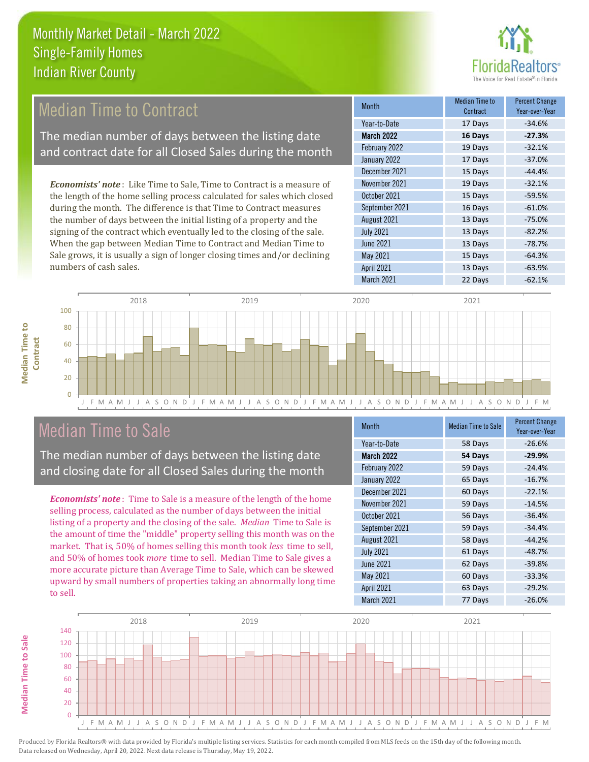# Monthly Market Detail - March 2022
## Single-Family Homes
## Indian River County

## Median Time to Contract

The median number of days between the listing date and contract date for all Closed Sales during the month

***Economists' note***: Like Time to Sale, Time to Contract is a measure of the length of the home selling process calculated for sales which closed during the month. The difference is that Time to Contract measures the number of days between the initial listing of a property and the signing of the contract which eventually led to the closing of the sale. When the gap between Median Time to Contract and Median Time to Sale grows, it is usually a sign of longer closing times and/or declining numbers of cash sales.

| Month | Median Time to Contract | Percent Change Year-over-Year |
|---|---|---|
| Year-to-Date | 17 Days | -34.6% |
| **March 2022** | **16 Days** | **-27.3%** |
| February 2022 | 19 Days | -32.1% |
| January 2022 | 17 Days | -37.0% |
| December 2021 | 15 Days | -44.4% |
| November 2021 | 19 Days | -32.1% |
| October 2021 | 15 Days | -59.5% |
| September 2021 | 16 Days | -61.0% |
| August 2021 | 13 Days | -75.0% |
| July 2021 | 13 Days | -82.2% |
| June 2021 | 13 Days | -78.7% |
| May 2021 | 15 Days | -64.3% |
| April 2021 | 13 Days | -63.9% |
| March 2021 | 22 Days | -62.1% |

## Median Time to Sale

The median number of days between the listing date and closing date for all Closed Sales during the month

***Economists' note***: Time to Sale is a measure of the length of the home selling process, calculated as the number of days between the initial listing of a property and the closing of the sale. *Median* Time to Sale is the amount of time the "middle" property selling this month was on the market. That is, 50% of homes selling this month took *less* time to sell, and 50% of homes took *more* time to sell. Median Time to Sale gives a more accurate picture than Average Time to Sale, which can be skewed upward by small numbers of properties taking an abnormally long time to sell.

| Month | Median Time to Sale | Percent Change Year-over-Year |
|---|---|---|
| Year-to-Date | 58 Days | -26.6% |
| **March 2022** | **54 Days** | **-29.9%** |
| February 2022 | 59 Days | -24.4% |
| January 2022 | 65 Days | -16.7% |
| December 2021 | 60 Days | -22.1% |
| November 2021 | 59 Days | -14.5% |
| October 2021 | 56 Days | -36.4% |
| September 2021 | 59 Days | -34.4% |
| August 2021 | 58 Days | -44.2% |
| July 2021 | 61 Days | -48.7% |
| June 2021 | 62 Days | -39.8% |
| May 2021 | 60 Days | -33.3% |
| April 2021 | 63 Days | -29.2% |
| March 2021 | 77 Days | -26.0% |

Produced by Florida Realtors® with data provided by Florida's multiple listing services. Statistics for each month compiled from MLS feeds on the 15th day of the following month. Data released on Wednesday, April 20, 2022. Next data release is Thursday, May 19, 2022.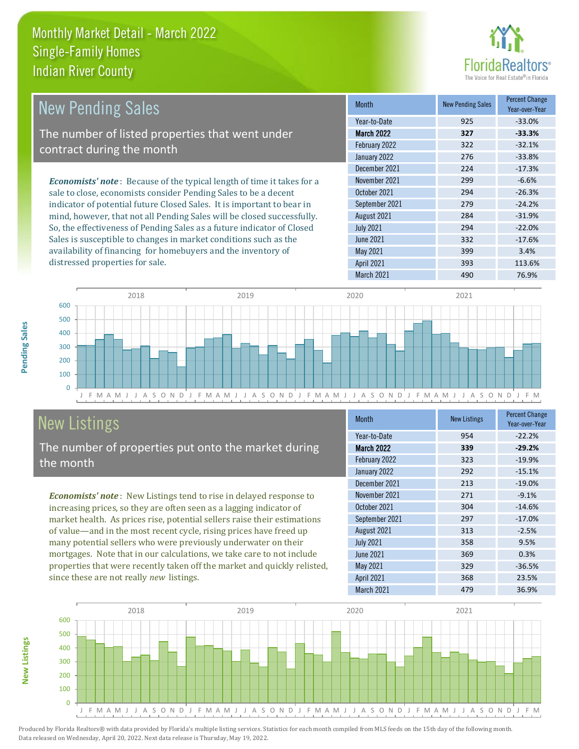# Monthly Market Detail - March 2022
## Single-Family Homes
## Indian River County

## New Pending Sales

The number of listed properties that went under contract during the month

*Economists' note*: Because of the typical length of time it takes for a sale to close, economists consider Pending Sales to be a decent indicator of potential future Closed Sales. It is important to bear in mind, however, that not all Pending Sales will be closed successfully. So, the effectiveness of Pending Sales as a future indicator of Closed Sales is susceptible to changes in market conditions such as the availability of financing for homebuyers and the inventory of distressed properties for sale.

| Month | New Pending Sales | Percent Change Year-over-Year |
|---|---|---|
| Year-to-Date | 925 | -33.0% |
| **March 2022** | **327** | **-33.3%** |
| February 2022 | 322 | -32.1% |
| January 2022 | 276 | -33.8% |
| December 2021 | 224 | -17.3% |
| November 2021 | 299 | -6.6% |
| October 2021 | 294 | -26.3% |
| September 2021 | 279 | -24.2% |
| August 2021 | 284 | -31.9% |
| July 2021 | 294 | -22.0% |
| June 2021 | 332 | -17.6% |
| May 2021 | 399 | 3.4% |
| April 2021 | 393 | 113.6% |
| March 2021 | 490 | 76.9% |

## New Listings

The number of properties put onto the market during the month

*Economists' note*: New Listings tend to rise in delayed response to increasing prices, so they are often seen as a lagging indicator of market health. As prices rise, potential sellers raise their estimations of value—and in the most recent cycle, rising prices have freed up many potential sellers who were previously underwater on their mortgages. Note that in our calculations, we take care to not include properties that were recently taken off the market and quickly relisted, since these are not really *new* listings.

| Month | New Listings | Percent Change Year-over-Year |
|---|---|---|
| Year-to-Date | 954 | -22.2% |
| **March 2022** | **339** | **-29.2%** |
| February 2022 | 323 | -19.9% |
| January 2022 | 292 | -15.1% |
| December 2021 | 213 | -19.0% |
| November 2021 | 271 | -9.1% |
| October 2021 | 304 | -14.6% |
| September 2021 | 297 | -17.0% |
| August 2021 | 313 | -2.5% |
| July 2021 | 358 | 9.5% |
| June 2021 | 369 | 0.3% |
| May 2021 | 329 | -36.5% |
| April 2021 | 368 | 23.5% |
| March 2021 | 479 | 36.9% |

Produced by Florida Realtors® with data provided by Florida's multiple listing services. Statistics for each month compiled from MLS feeds on the 15th day of the following month. Data released on Wednesday, April 20, 2022. Next data release is Thursday, May 19, 2022.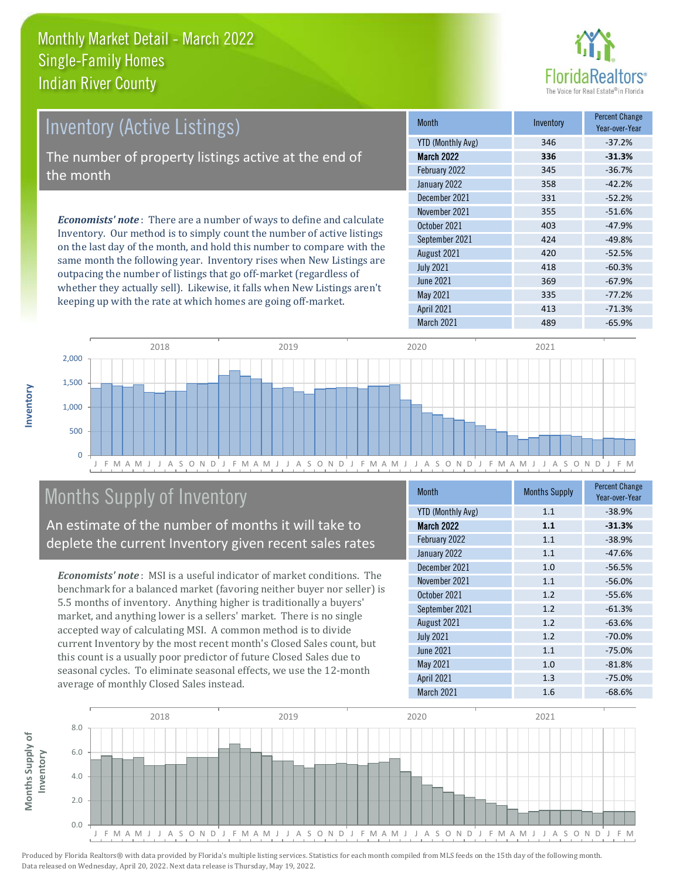# Monthly Market Detail - March 2022
## Single-Family Homes
## Indian River County

## Inventory (Active Listings)

The number of property listings active at the end of the month

***Economists' note***: There are a number of ways to define and calculate Inventory. Our method is to simply count the number of active listings on the last day of the month, and hold this number to compare with the same month the following year. Inventory rises when New Listings are outpacing the number of listings that go off-market (regardless of whether they actually sell). Likewise, it falls when New Listings aren't keeping up with the rate at which homes are going off-market.

| Month | Inventory | Percent Change Year-over-Year |
|---|---|---|
| YTD (Monthly Avg) | 346 | -37.2% |
| **March 2022** | **336** | **-31.3%** |
| February 2022 | 345 | -36.7% |
| January 2022 | 358 | -42.2% |
| December 2021 | 331 | -52.2% |
| November 2021 | 355 | -51.6% |
| October 2021 | 403 | -47.9% |
| September 2021 | 424 | -49.8% |
| August 2021 | 420 | -52.5% |
| July 2021 | 418 | -60.3% |
| June 2021 | 369 | -67.9% |
| May 2021 | 335 | -77.2% |
| April 2021 | 413 | -71.3% |
| March 2021 | 489 | -65.9% |

## Months Supply of Inventory

An estimate of the number of months it will take to deplete the current Inventory given recent sales rates

***Economists' note***: MSI is a useful indicator of market conditions. The benchmark for a balanced market (favoring neither buyer nor seller) is 5.5 months of inventory. Anything higher is traditionally a buyers' market, and anything lower is a sellers' market. There is no single accepted way of calculating MSI. A common method is to divide current Inventory by the most recent month's Closed Sales count, but this count is a usually poor predictor of future Closed Sales due to seasonal cycles. To eliminate seasonal effects, we use the 12-month average of monthly Closed Sales instead.

| Month | Months Supply | Percent Change Year-over-Year |
|---|---|---|
| YTD (Monthly Avg) | 1.1 | -38.9% |
| **March 2022** | **1.1** | **-31.3%** |
| February 2022 | 1.1 | -38.9% |
| January 2022 | 1.1 | -47.6% |
| December 2021 | 1.0 | -56.5% |
| November 2021 | 1.1 | -56.0% |
| October 2021 | 1.2 | -55.6% |
| September 2021 | 1.2 | -61.3% |
| August 2021 | 1.2 | -63.6% |
| July 2021 | 1.2 | -70.0% |
| June 2021 | 1.1 | -75.0% |
| May 2021 | 1.0 | -81.8% |
| April 2021 | 1.3 | -75.0% |
| March 2021 | 1.6 | -68.6% |

Produced by Florida Realtors® with data provided by Florida's multiple listing services. Statistics for each month compiled from MLS feeds on the 15th day of the following month. Data released on Wednesday, April 20, 2022. Next data release is Thursday, May 19, 2022.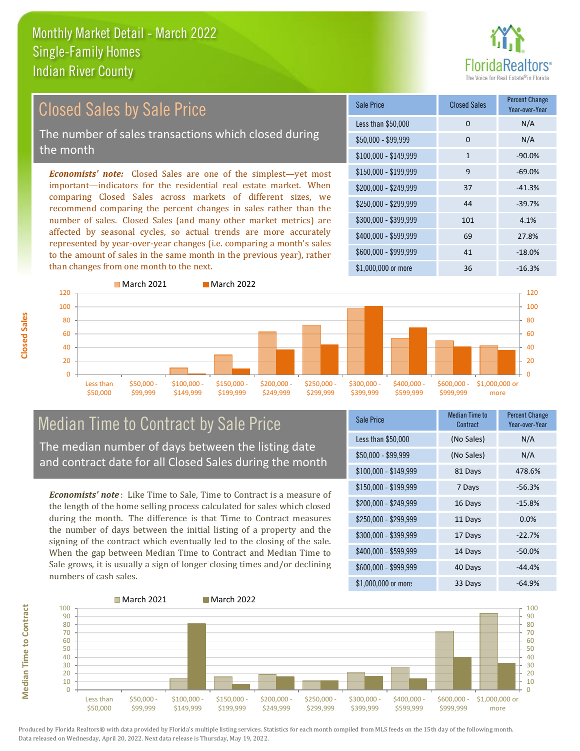# Monthly Market Detail - March 2022
## Single-Family Homes
## Indian River County

## Closed Sales by Sale Price

The number of sales transactions which closed during the month

*Economists' note:* Closed Sales are one of the simplest—yet most important—indicators for the residential real estate market. When comparing Closed Sales across markets of different sizes, we recommend comparing the percent changes in sales rather than the number of sales. Closed Sales (and many other market metrics) are affected by seasonal cycles, so actual trends are more accurately represented by year-over-year changes (i.e. comparing a month's sales to the amount of sales in the same month in the previous year), rather than changes from one month to the next.

| Sale Price | Closed Sales | Percent Change Year-over-Year |
|---|---|---|
| Less than $50,000 | 0 | N/A |
| $50,000 - $99,999 | 0 | N/A |
| $100,000 - $149,999 | 1 | -90.0% |
| $150,000 - $199,999 | 9 | -69.0% |
| $200,000 - $249,999 | 37 | -41.3% |
| $250,000 - $299,999 | 44 | -39.7% |
| $300,000 - $399,999 | 101 | 4.1% |
| $400,000 - $599,999 | 69 | 27.8% |
| $600,000 - $999,999 | 41 | -18.0% |
| $1,000,000 or more | 36 | -16.3% |

## Median Time to Contract by Sale Price

The median number of days between the listing date and contract date for all Closed Sales during the month

*Economists' note*: Like Time to Sale, Time to Contract is a measure of the length of the home selling process calculated for sales which closed during the month. The difference is that Time to Contract measures the number of days between the initial listing of a property and the signing of the contract which eventually led to the closing of the sale. When the gap between Median Time to Contract and Median Time to Sale grows, it is usually a sign of longer closing times and/or declining numbers of cash sales.

| Sale Price | Median Time to Contract | Percent Change Year-over-Year |
|---|---|---|
| Less than $50,000 | (No Sales) | N/A |
| $50,000 - $99,999 | (No Sales) | N/A |
| $100,000 - $149,999 | 81 Days | 478.6% |
| $150,000 - $199,999 | 7 Days | -56.3% |
| $200,000 - $249,999 | 16 Days | -15.8% |
| $250,000 - $299,999 | 11 Days | 0.0% |
| $300,000 - $399,999 | 17 Days | -22.7% |
| $400,000 - $599,999 | 14 Days | -50.0% |
| $600,000 - $999,999 | 40 Days | -44.4% |
| $1,000,000 or more | 33 Days | -64.9% |

Produced by Florida Realtors® with data provided by Florida's multiple listing services. Statistics for each month compiled from MLS feeds on the 15th day of the following month. Data released on Wednesday, April 20, 2022. Next data release is Thursday, May 19, 2022.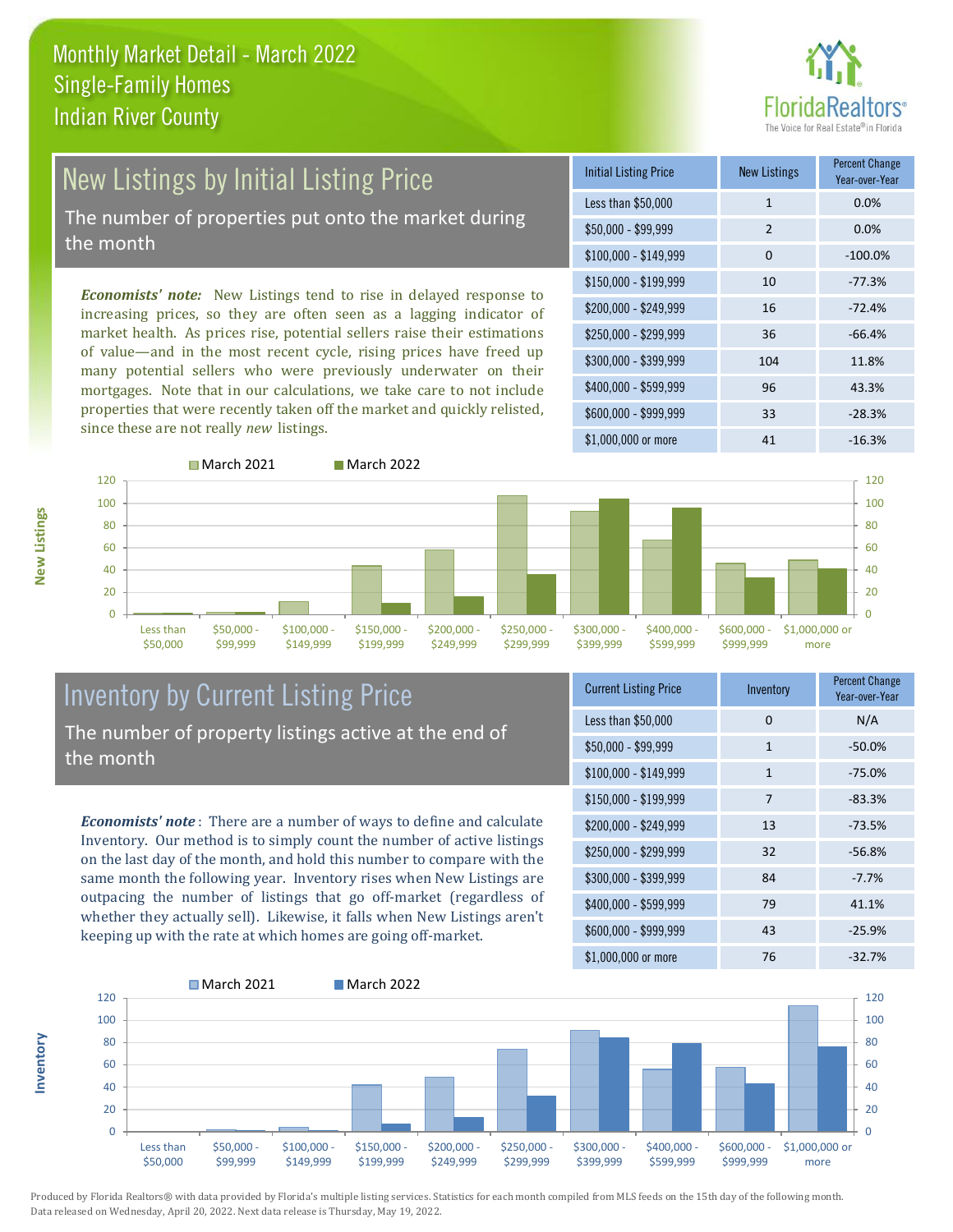# Monthly Market Detail - March 2022
## Single-Family Homes
## Indian River County

## New Listings by Initial Listing Price

The number of properties put onto the market during the month

*Economists' note:* New Listings tend to rise in delayed response to increasing prices, so they are often seen as a lagging indicator of market health. As prices rise, potential sellers raise their estimations of value—and in the most recent cycle, rising prices have freed up many potential sellers who were previously underwater on their mortgages. Note that in our calculations, we take care to not include properties that were recently taken off the market and quickly relisted, since these are not really *new* listings.

| Initial Listing Price | New Listings | Percent Change Year-over-Year |
|---|---|---|
| Less than $50,000 | 1 | 0.0% |
| $50,000 - $99,999 | 2 | 0.0% |
| $100,000 - $149,999 | 0 | -100.0% |
| $150,000 - $199,999 | 10 | -77.3% |
| $200,000 - $249,999 | 16 | -72.4% |
| $250,000 - $299,999 | 36 | -66.4% |
| $300,000 - $399,999 | 104 | 11.8% |
| $400,000 - $599,999 | 96 | 43.3% |
| $600,000 - $999,999 | 33 | -28.3% |
| $1,000,000 or more | 41 | -16.3% |

## Inventory by Current Listing Price

The number of property listings active at the end of the month

*Economists' note*: There are a number of ways to define and calculate Inventory. Our method is to simply count the number of active listings on the last day of the month, and hold this number to compare with the same month the following year. Inventory rises when New Listings are outpacing the number of listings that go off-market (regardless of whether they actually sell). Likewise, it falls when New Listings aren't keeping up with the rate at which homes are going off-market.

| Current Listing Price | Inventory | Percent Change Year-over-Year |
|---|---|---|
| Less than $50,000 | 0 | N/A |
| $50,000 - $99,999 | 1 | -50.0% |
| $100,000 - $149,999 | 1 | -75.0% |
| $150,000 - $199,999 | 7 | -83.3% |
| $200,000 - $249,999 | 13 | -73.5% |
| $250,000 - $299,999 | 32 | -56.8% |
| $300,000 - $399,999 | 84 | -7.7% |
| $400,000 - $599,999 | 79 | 41.1% |
| $600,000 - $999,999 | 43 | -25.9% |
| $1,000,000 or more | 76 | -32.7% |

Produced by Florida Realtors® with data provided by Florida's multiple listing services. Statistics for each month compiled from MLS feeds on the 15th day of the following month. Data released on Wednesday, April 20, 2022. Next data release is Thursday, May 19, 2022.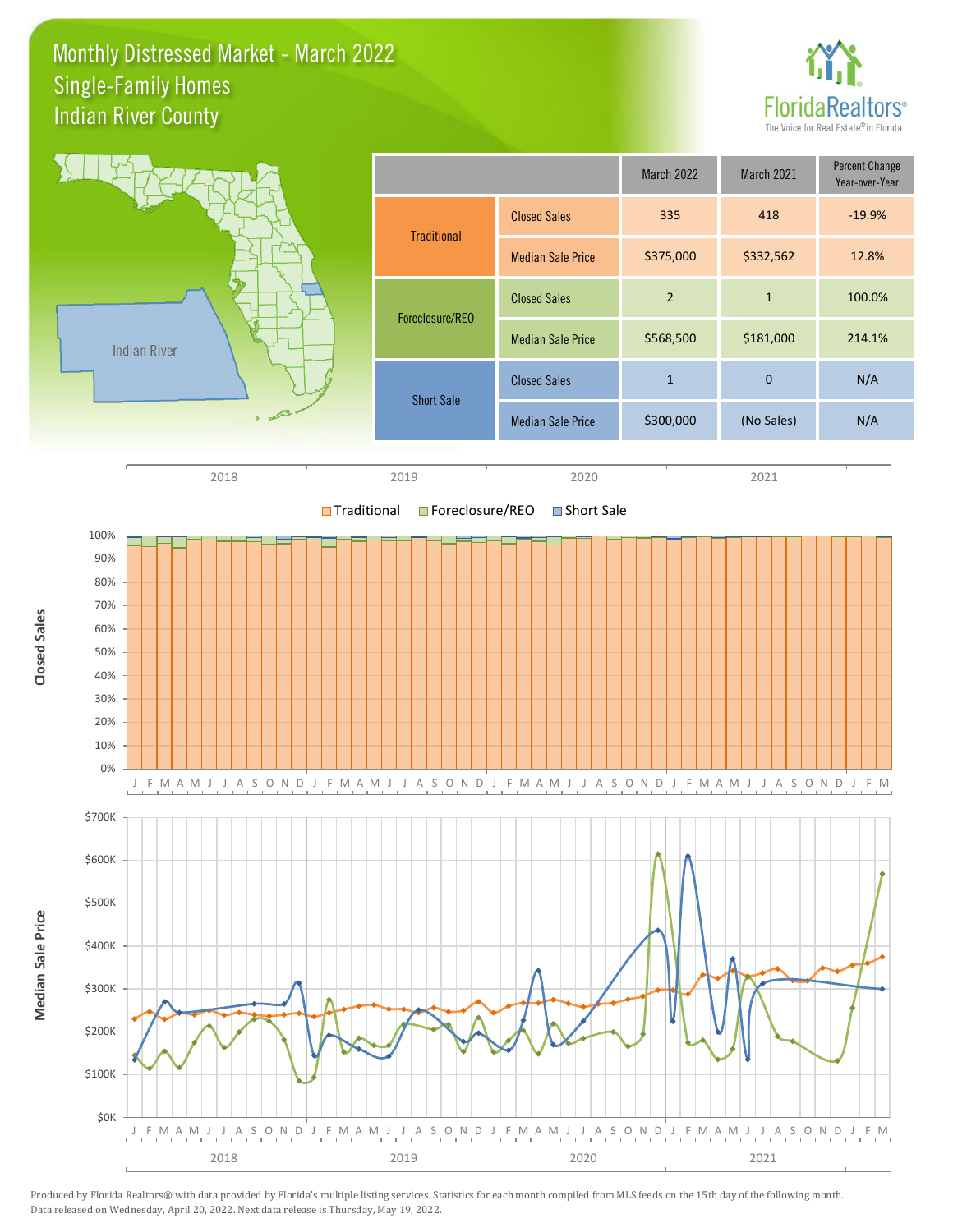# Monthly Distressed Market - March 2022

## Single-Family Homes

## Indian River County

FloridaRealtors®
The Voice for Real Estate® in Florida

Indian River

| | | March 2022 | March 2021 | Percent Change Year-over-Year |
|---|---|---|---|---|
| Traditional | Closed Sales | 335 | 418 | -19.9% |
| | Median Sale Price | $375,000 | $332,562 | 12.8% |
| Foreclosure/REO | Closed Sales | 2 | 1 | 100.0% |
| | Median Sale Price | $568,500 | $181,000 | 214.1% |
| Short Sale | Closed Sales | 1 | 0 | N/A |
| | Median Sale Price | $300,000 | (No Sales) | N/A |

2018 2019 2020 2021

Traditional Foreclosure/REO Short Sale

Closed Sales

100% 90% 80% 70% 60% 50% 40% 30% 20% 10% 0%

J F M A M J J A S O N D J F M A M J J A S O N D J F M A M J J A S O N D J F M A M J J A S O N D J F M

Median Sale Price

$700K $600K $500K $400K $300K $200K $100K $0K

J F M A M J J A S O N D J F M A M J J A S O N D J F M A M J J A S O N D J F M A M J J A S O N D J F M

2018 2019 2020 2021

Produced by Florida Realtors® with data provided by Florida's multiple listing services. Statistics for each month compiled from MLS feeds on the 15th day of the following month.
Data released on Wednesday, April 20, 2022. Next data release is Thursday, May 19, 2022.